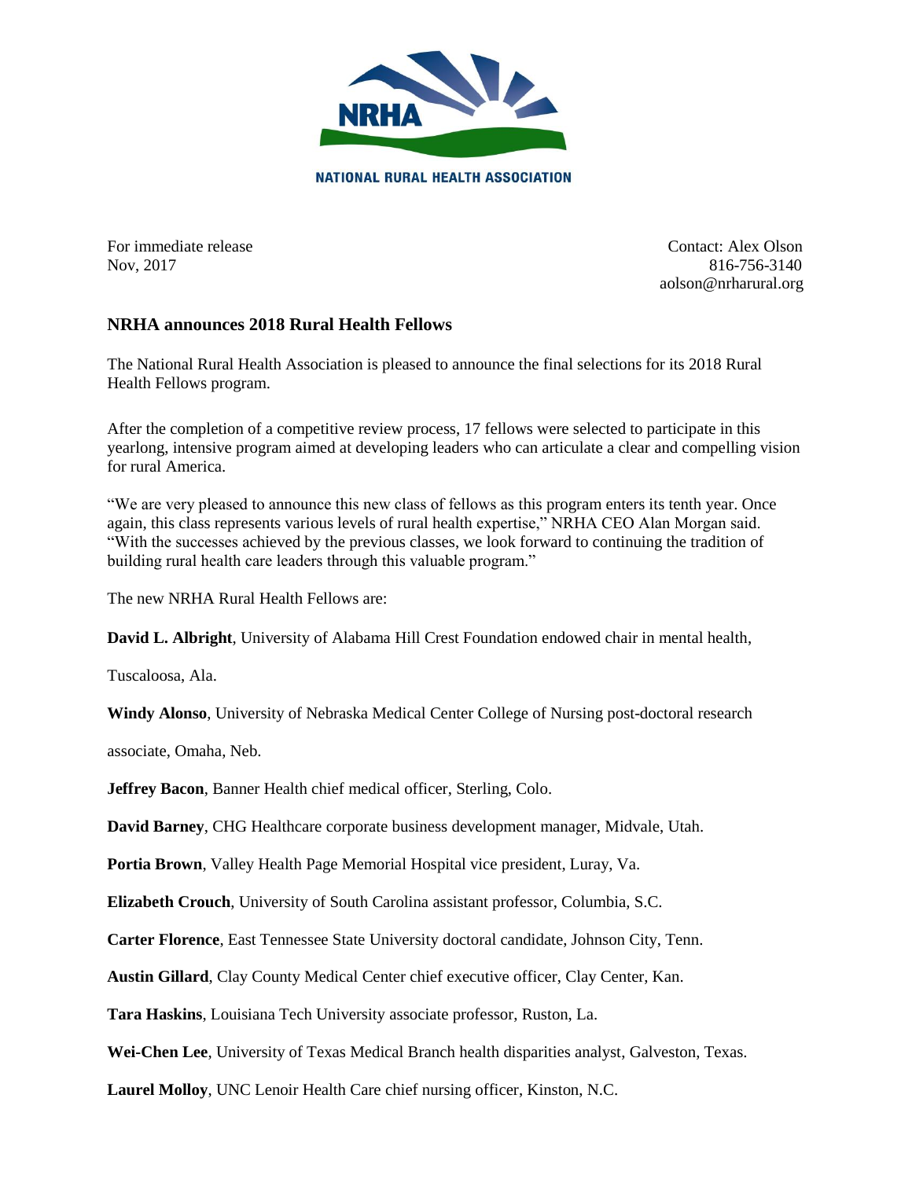NRHA

NATIONAL RURAL HEALTH ASSOCIATION

For immediate release
Nov, 2017

Contact: Alex Olson
816-756-3140
aolson@nrharural.org

## NRHA announces 2018 Rural Health Fellows

The National Rural Health Association is pleased to announce the final selections for its 2018 Rural Health Fellows program.

After the completion of a competitive review process, 17 fellows were selected to participate in this yearlong, intensive program aimed at developing leaders who can articulate a clear and compelling vision for rural America.

"We are very pleased to announce this new class of fellows as this program enters its tenth year. Once again, this class represents various levels of rural health expertise," NRHA CEO Alan Morgan said. "With the successes achieved by the previous classes, we look forward to continuing the tradition of building rural health care leaders through this valuable program."

The new NRHA Rural Health Fellows are:

**David L. Albright**, University of Alabama Hill Crest Foundation endowed chair in mental health, Tuscaloosa, Ala.

**Windy Alonso**, University of Nebraska Medical Center College of Nursing post-doctoral research associate, Omaha, Neb.

**Jeffrey Bacon**, Banner Health chief medical officer, Sterling, Colo.

**David Barney**, CHG Healthcare corporate business development manager, Midvale, Utah.

**Portia Brown**, Valley Health Page Memorial Hospital vice president, Luray, Va.

**Elizabeth Crouch**, University of South Carolina assistant professor, Columbia, S.C.

**Carter Florence**, East Tennessee State University doctoral candidate, Johnson City, Tenn.

**Austin Gillard**, Clay County Medical Center chief executive officer, Clay Center, Kan.

**Tara Haskins**, Louisiana Tech University associate professor, Ruston, La.

**Wei-Chen Lee**, University of Texas Medical Branch health disparities analyst, Galveston, Texas.

**Laurel Molloy**, UNC Lenoir Health Care chief nursing officer, Kinston, N.C.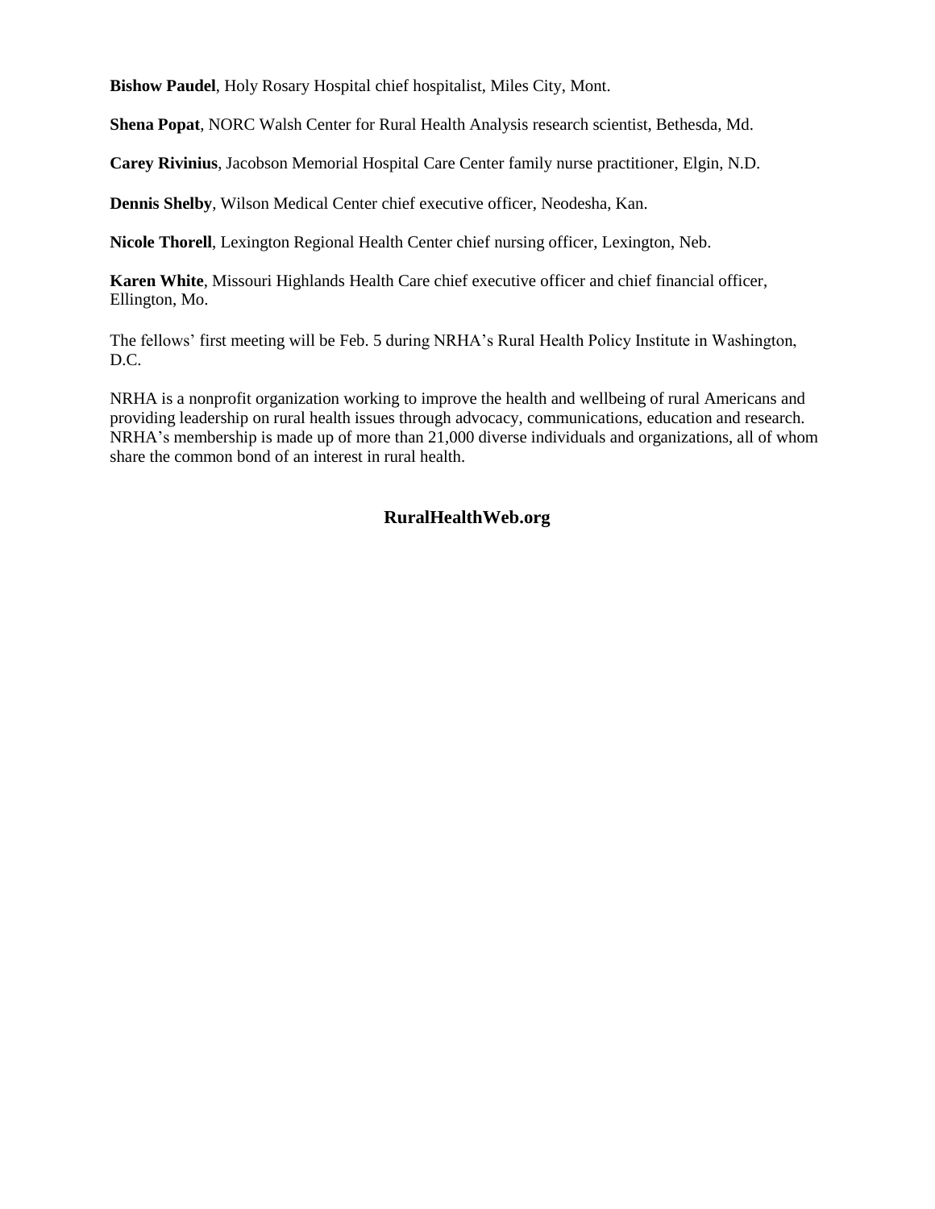**Bishow Paudel**, Holy Rosary Hospital chief hospitalist, Miles City, Mont.

**Shena Popat**, NORC Walsh Center for Rural Health Analysis research scientist, Bethesda, Md.

**Carey Rivinius**, Jacobson Memorial Hospital Care Center family nurse practitioner, Elgin, N.D.

**Dennis Shelby**, Wilson Medical Center chief executive officer, Neodesha, Kan.

**Nicole Thorell**, Lexington Regional Health Center chief nursing officer, Lexington, Neb.

**Karen White**, Missouri Highlands Health Care chief executive officer and chief financial officer, Ellington, Mo.

The fellows' first meeting will be Feb. 5 during NRHA's Rural Health Policy Institute in Washington, D.C.

NRHA is a nonprofit organization working to improve the health and wellbeing of rural Americans and providing leadership on rural health issues through advocacy, communications, education and research. NRHA's membership is made up of more than 21,000 diverse individuals and organizations, all of whom share the common bond of an interest in rural health.

**RuralHealthWeb.org**